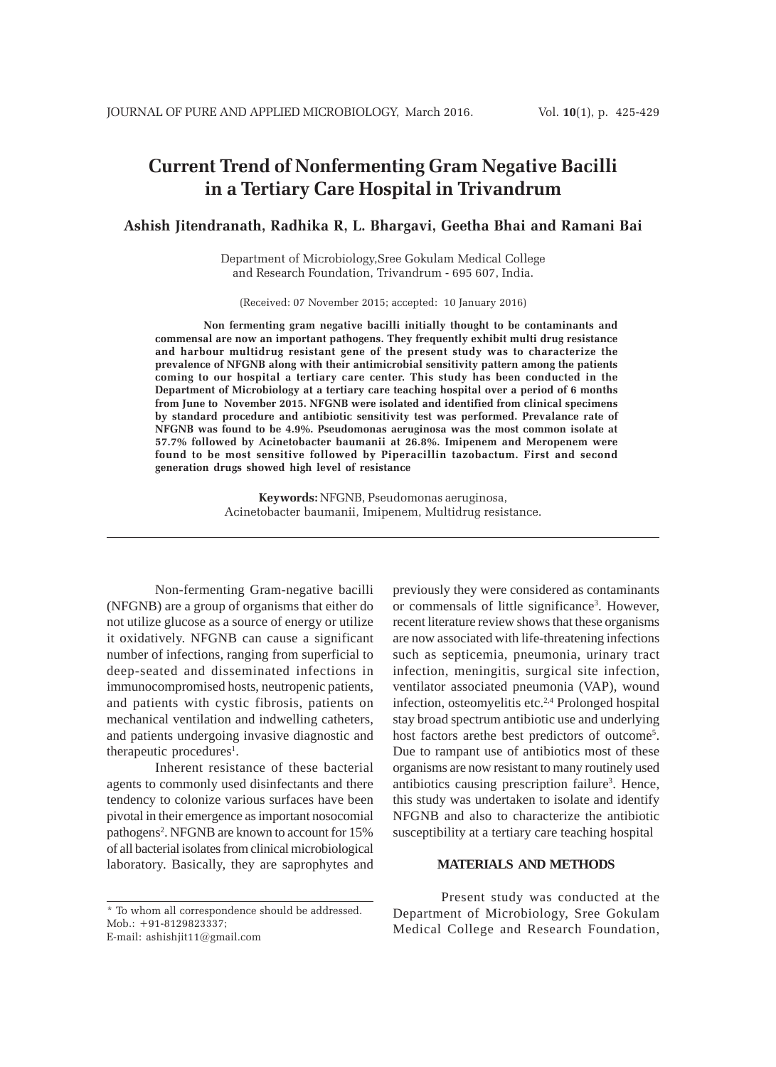# Current Trend of Nonfermenting Gram Negative Bacilli in a Tertiary Care Hospital in Trivandrum

**Ashish Jitendranath, Radhika R, L. Bhargavi, Geetha Bhai and Ramani Bai**

Department of Microbiology,Sree Gokulam Medical College and Research Foundation, Trivandrum - 695 607, India.

(Received: 07 November 2015; accepted: 10 January 2016)

**Non fermenting gram negative bacilli initially thought to be contaminants and commensal are now an important pathogens. They frequently exhibit multi drug resistance and harbour multidrug resistant gene of the present study was to characterize the prevalence of NFGNB along with their antimicrobial sensitivity pattern among the patients coming to our hospital a tertiary care center. This study has been conducted in the Department of Microbiology at a tertiary care teaching hospital over a period of 6 months from June to November 2015. NFGNB were isolated and identified from clinical specimens by standard procedure and antibiotic sensitivity test was performed. Prevalance rate of NFGNB was found to be 4.9%. Pseudomonas aeruginosa was the most common isolate at 57.7% followed by Acinetobacter baumanii at 26.8%. Imipenem and Meropenem were found to be most sensitive followed by Piperacillin tazobactum. First and second generation drugs showed high level of resistance**

**Keywords:** NFGNB, Pseudomonas aeruginosa, Acinetobacter baumanii, Imipenem, Multidrug resistance.

---

Non-fermenting Gram-negative bacilli (NFGNB) are a group of organisms that either do not utilize glucose as a source of energy or utilize it oxidatively. NFGNB can cause a significant number of infections, ranging from superficial to deep-seated and disseminated infections in immunocompromised hosts, neutropenic patients, and patients with cystic fibrosis, patients on mechanical ventilation and indwelling catheters, and patients undergoing invasive diagnostic and therapeutic procedures[1].

Inherent resistance of these bacterial agents to commonly used disinfectants and there tendency to colonize various surfaces have been pivotal in their emergence as important nosocomial pathogens[2]. NFGNB are known to account for 15% of all bacterial isolates from clinical microbiological laboratory. Basically, they are saprophytes and previously they were considered as contaminants or commensals of little significance[3]. However, recent literature review shows that these organisms are now associated with life-threatening infections such as septicemia, pneumonia, urinary tract infection, meningitis, surgical site infection, ventilator associated pneumonia (VAP), wound infection, osteomyelitis etc.[2,4] Prolonged hospital stay broad spectrum antibiotic use and underlying host factors arethe best predictors of outcome[5]. Due to rampant use of antibiotics most of these organisms are now resistant to many routinely used antibiotics causing prescription failure[3]. Hence, this study was undertaken to isolate and identify NFGNB and also to characterize the antibiotic susceptibility at a tertiary care teaching hospital

## MATERIALS AND METHODS

Present study was conducted at the Department of Microbiology, Sree Gokulam Medical College and Research Foundation,

---

* To whom all correspondence should be addressed.
Mob.: +91-8129823337;
E-mail: ashishjit11@gmail.com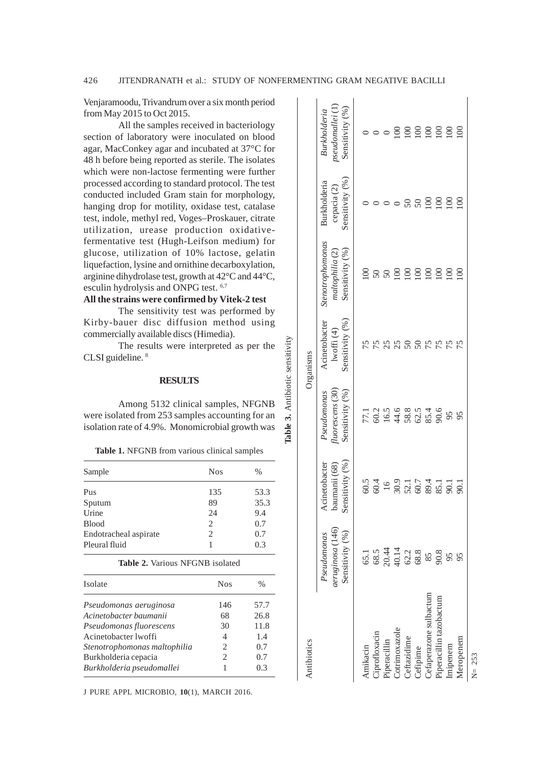Venjaramoodu, Trivandrum over a six month period from May 2015 to Oct 2015.

All the samples received in bacteriology section of laboratory were inoculated on blood agar, MacConkey agar and incubated at 37°C for 48 h before being reported as sterile. The isolates which were non-lactose fermenting were further processed according to standard protocol. The test conducted included Gram stain for morphology, hanging drop for motility, oxidase test, catalase test, indole, methyl red, Voges–Proskauer, citrate utilization, urease production oxidative-fermentative test (Hugh-Leifson medium) for glucose, utilization of 10% lactose, gelatin liquefaction, lysine and ornithine decarboxylation, arginine dihydrolase test, growth at 42°C and 44°C, esculin hydrolysis and ONPG test. [6,7]

**All the strains were confirmed by Vitek-2 test**

The sensitivity test was performed by Kirby-bauer disc diffusion method using commercially available discs (Himedia).

The results were interpreted as per the CLSI guideline. [8]

## RESULTS

Among 5132 clinical samples, NFGNB were isolated from 253 samples accounting for an isolation rate of 4.9%. Monomicrobial growth was

**Table 1.** NFGNB from various clinical samples

| Sample | Nos | % |
|---|---|---|
| Pus | 135 | 53.3 |
| Sputum | 89 | 35.3 |
| Urine | 24 | 9.4 |
| Blood | 2 | 0.7 |
| Endotracheal aspirate | 2 | 0.7 |
| Pleural fluid | 1 | 0.3 |

**Table 2.** Various NFGNB isolated

| Isolate | Nos | % |
|---|---|---|
| *Pseudomonas aeruginosa* | 146 | 57.7 |
| *Acinetobacter baumanii* | 68 | 26.8 |
| *Pseudomonas fluorescens* | 30 | 11.8 |
| Acinetobacter lwoffi | 4 | 1.4 |
| *Stenotrophomonas maltophilia* | 2 | 0.7 |
| Burkholderia cepacia | 2 | 0.7 |
| *Burkholderia pseudomallei* | 1 | 0.3 |

**Table 3.** Antibiotic sensitivity

| Antibiotics | Organisms | | | | | | |
|---|---|---|---|---|---|---|---|
| | *Pseudomonas aeruginosa* (146) Sensitivity (%) | Acinetobacter baumanii (68) Sensitivity (%) | *Pseudomonas fluorescens* (30) Sensitivity (%) | Acinetobacter lwoffi (4) Sensitivity (%) | *Stenotrophomonas maltophilia* (2) Sensitivity (%) | Burkholderia cepacia (2) Sensitivity (%) | *Burkholderia pseudomallei* (1) Sensitivity (%) |
| Amikacin | 65.1 | 60.5 | 77.1 | 75 | 100 | 0 | 0 |
| Ciprofloxacin | 68.5 | 60.4 | 60.2 | 75 | 50 | 0 | 0 |
| Piperacillin | 20.44 | 16 | 16.5 | 25 | 50 | 0 | 0 |
| Cotrimoxazole | 40.14 | 30.9 | 44.6 | 25 | 100 | 0 | 100 |
| Ceftazidime | 62.2 | 52.1 | 58.8 | 50 | 100 | 50 | 100 |
| Cefipime | 68.8 | 60.7 | 62.5 | 50 | 100 | 50 | 100 |
| Cefaperazone sulbactum | 85 | 89.4 | 85.4 | 75 | 100 | 100 | 100 |
| Piperacillin tazobactum | 90.8 | 85.1 | 90.6 | 75 | 100 | 100 | 100 |
| Imipenem | 95 | 90.1 | 95 | 75 | 100 | 100 | 100 |
| Meropenem | 95 | 90.1 | 95 | 75 | 100 | 100 | 100 |

N= 253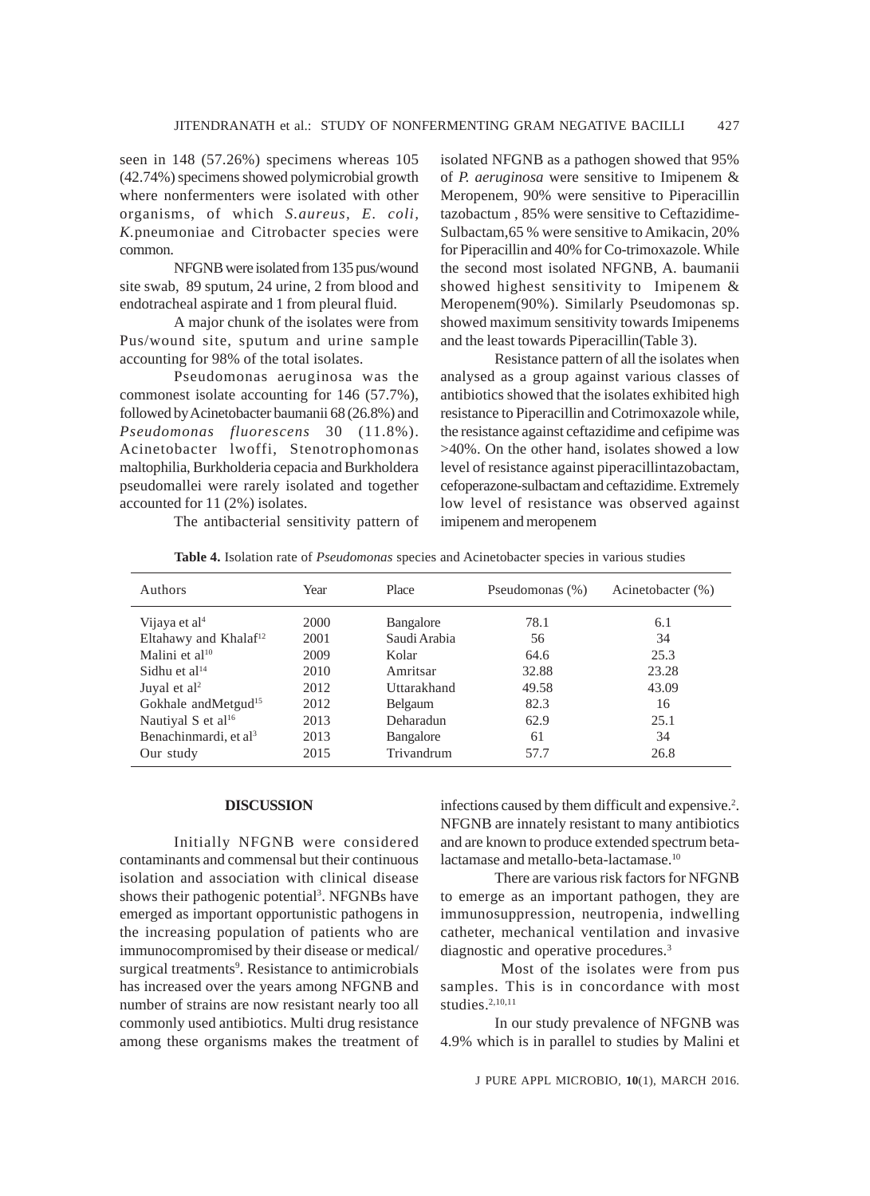seen in 148 (57.26%) specimens whereas 105 (42.74%) specimens showed polymicrobial growth where nonfermenters were isolated with other organisms, of which *S.aureus*, *E. coli*, *K.*pneumoniae and Citrobacter species were common.

NFGNB were isolated from 135 pus/wound site swab, 89 sputum, 24 urine, 2 from blood and endotracheal aspirate and 1 from pleural fluid.

A major chunk of the isolates were from Pus/wound site, sputum and urine sample accounting for 98% of the total isolates.

Pseudomonas aeruginosa was the commonest isolate accounting for 146 (57.7%), followed by Acinetobacter baumanii 68 (26.8%) and *Pseudomonas fluorescens* 30 (11.8%). Acinetobacter lwoffi, Stenotrophomonas maltophilia, Burkholderia cepacia and Burkholdera pseudomallei were rarely isolated and together accounted for 11 (2%) isolates.

The antibacterial sensitivity pattern of isolated NFGNB as a pathogen showed that 95% of *P. aeruginosa* were sensitive to Imipenem & Meropenem, 90% were sensitive to Piperacillin tazobactum , 85% were sensitive to Ceftazidime-Sulbactam,65 % were sensitive to Amikacin, 20% for Piperacillin and 40% for Co-trimoxazole. While the second most isolated NFGNB, A. baumanii showed highest sensitivity to Imipenem & Meropenem(90%). Similarly Pseudomonas sp. showed maximum sensitivity towards Imipenems and the least towards Piperacillin(Table 3).

Resistance pattern of all the isolates when analysed as a group against various classes of antibiotics showed that the isolates exhibited high resistance to Piperacillin and Cotrimoxazole while, the resistance against ceftazidime and cefipime was >40%. On the other hand, isolates showed a low level of resistance against piperacillintazobactam, cefoperazone-sulbactam and ceftazidime. Extremely low level of resistance was observed against imipenem and meropenem

**Table 4.** Isolation rate of *Pseudomonas* species and Acinetobacter species in various studies

| Authors | Year | Place | Pseudomonas (%) | Acinetobacter (%) |
|---|---|---|---|---|
| Vijaya et al[4] | 2000 | Bangalore | 78.1 | 6.1 |
| Eltahawy and Khalaf[12] | 2001 | Saudi Arabia | 56 | 34 |
| Malini et al[10] | 2009 | Kolar | 64.6 | 25.3 |
| Sidhu et al[14] | 2010 | Amritsar | 32.88 | 23.28 |
| Juyal et al[2] | 2012 | Uttarakhand | 49.58 | 43.09 |
| Gokhale andMetgud[15] | 2012 | Belgaum | 82.3 | 16 |
| Nautiyal S et al[16] | 2013 | Deharadun | 62.9 | 25.1 |
| Benachinmardi, et al[3] | 2013 | Bangalore | 61 | 34 |
| Our study | 2015 | Trivandrum | 57.7 | 26.8 |

## DISCUSSION

Initially NFGNB were considered contaminants and commensal but their continuous isolation and association with clinical disease shows their pathogenic potential[3]. NFGNBs have emerged as important opportunistic pathogens in the increasing population of patients who are immunocompromised by their disease or medical/ surgical treatments[9]. Resistance to antimicrobials has increased over the years among NFGNB and number of strains are now resistant nearly too all commonly used antibiotics. Multi drug resistance among these organisms makes the treatment of infections caused by them difficult and expensive.[2]. NFGNB are innately resistant to many antibiotics and are known to produce extended spectrum beta-lactamase and metallo-beta-lactamase.[10]

There are various risk factors for NFGNB to emerge as an important pathogen, they are immunosuppression, neutropenia, indwelling catheter, mechanical ventilation and invasive diagnostic and operative procedures.[3]

Most of the isolates were from pus samples. This is in concordance with most studies.[2,10,11]

In our study prevalence of NFGNB was 4.9% which is in parallel to studies by Malini et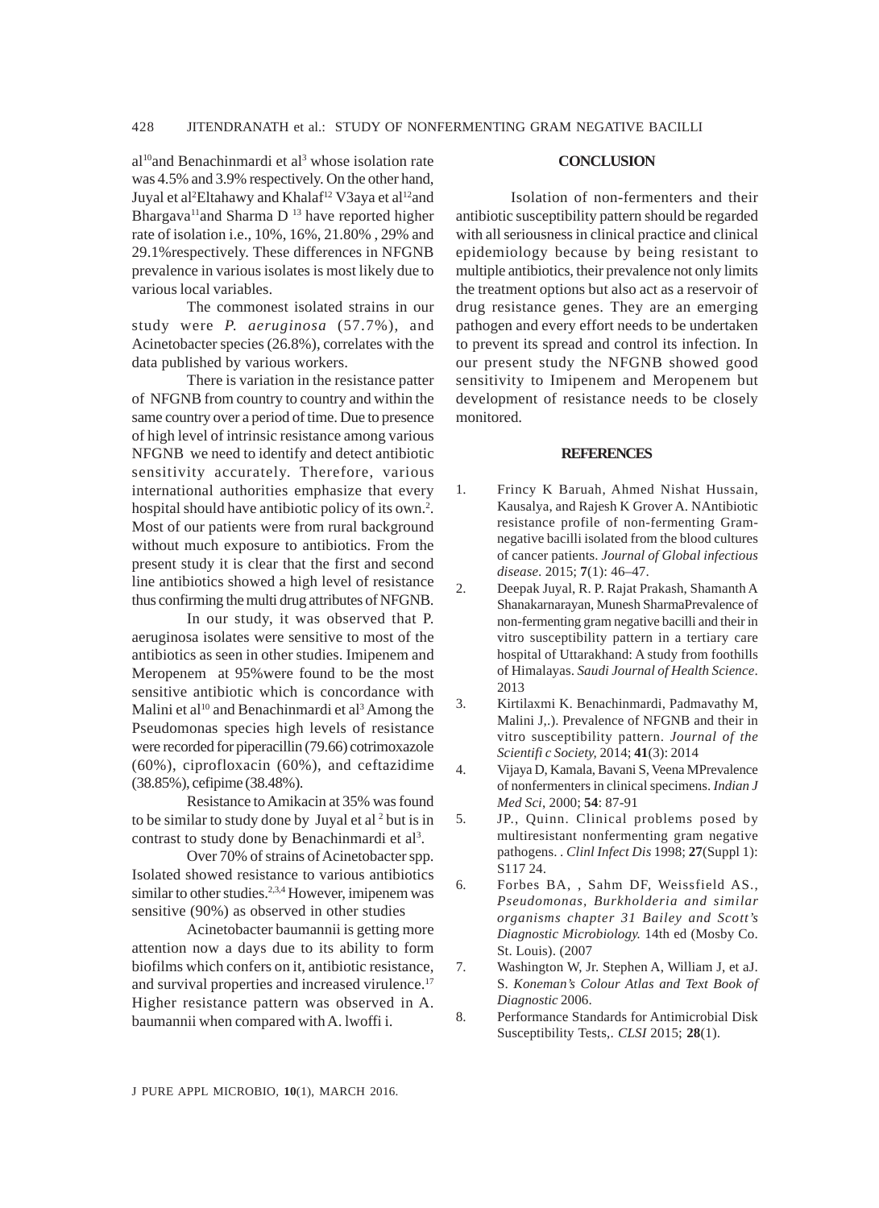al[10]and Benachinmardi et al[3] whose isolation rate was 4.5% and 3.9% respectively. On the other hand, Juyal et al[2]Eltahawy and Khalaf[12] V3aya et al[12]and Bhargava[11]and Sharma D [13] have reported higher rate of isolation i.e., 10%, 16%, 21.80% , 29% and 29.1%respectively. These differences in NFGNB prevalence in various isolates is most likely due to various local variables.

The commonest isolated strains in our study were *P. aeruginosa* (57.7%), and Acinetobacter species (26.8%), correlates with the data published by various workers.

There is variation in the resistance patter of NFGNB from country to country and within the same country over a period of time. Due to presence of high level of intrinsic resistance among various NFGNB we need to identify and detect antibiotic sensitivity accurately. Therefore, various international authorities emphasize that every hospital should have antibiotic policy of its own.[2]. Most of our patients were from rural background without much exposure to antibiotics. From the present study it is clear that the first and second line antibiotics showed a high level of resistance thus confirming the multi drug attributes of NFGNB.

In our study, it was observed that P. aeruginosa isolates were sensitive to most of the antibiotics as seen in other studies. Imipenem and Meropenem at 95%were found to be the most sensitive antibiotic which is concordance with Malini et al[10] and Benachinmardi et al[3] Among the Pseudomonas species high levels of resistance were recorded for piperacillin (79.66) cotrimoxazole (60%), ciprofloxacin (60%), and ceftazidime (38.85%), cefipime (38.48%).

Resistance to Amikacin at 35% was found to be similar to study done by Juyal et al [2] but is in contrast to study done by Benachinmardi et al[3].

Over 70% of strains of Acinetobacter spp. Isolated showed resistance to various antibiotics similar to other studies.[2,3,4] However, imipenem was sensitive (90%) as observed in other studies

Acinetobacter baumannii is getting more attention now a days due to its ability to form biofilms which confers on it, antibiotic resistance, and survival properties and increased virulence.[17] Higher resistance pattern was observed in A. baumannii when compared with A. lwoffi i.

## CONCLUSION

Isolation of non-fermenters and their antibiotic susceptibility pattern should be regarded with all seriousness in clinical practice and clinical epidemiology because by being resistant to multiple antibiotics, their prevalence not only limits the treatment options but also act as a reservoir of drug resistance genes. They are an emerging pathogen and every effort needs to be undertaken to prevent its spread and control its infection. In our present study the NFGNB showed good sensitivity to Imipenem and Meropenem but development of resistance needs to be closely monitored.

## REFERENCES

1. Fricy K Baruah, Ahmed Nishat Hussain, Kausalya, and Rajesh K Grover A. NAntibiotic resistance profile of non-fermenting Gram-negative bacilli isolated from the blood cultures of cancer patients. *Journal of Global infectious disease.* 2015; **7**(1): 46–47.
2. Deepak Juyal, R. P. Rajat Prakash, Shamanth A Shanakarnarayan, Munesh SharmaPrevalence of non-fermenting gram negative bacilli and their in vitro susceptibility pattern in a tertiary care hospital of Uttarakhand: A study from foothills of Himalayas. *Saudi Journal of Health Science*. 2013
3. Kirtilaxmi K. Benachinmardi, Padmavathy M, Malini J,.). Prevalence of NFGNB and their in vitro susceptibility pattern. *Journal of the Scientifi c Society,* 2014; **41**(3): 2014
4. Vijaya D, Kamala, Bavani S, Veena MPrevalence of nonfermenters in clinical specimens. *Indian J Med Sci*, 2000; **54**: 87-91
5. JP., Quinn. Clinical problems posed by multiresistant nonfermenting gram negative pathogens. . *Clinl Infect Dis* 1998; **27**(Suppl 1): S117 24.
6. Forbes BA, , Sahm DF, Weissfield AS., *Pseudomonas, Burkholderia and similar organisms chapter 31 Bailey and Scott's Diagnostic Microbiology.* 14th ed (Mosby Co. St. Louis). (2007
7. Washington W, Jr. Stephen A, William J, et aJ. S. *Koneman's Colour Atlas and Text Book of Diagnostic* 2006.
8. Performance Standards for Antimicrobial Disk Susceptibility Tests,. *CLSI* 2015; **28**(1).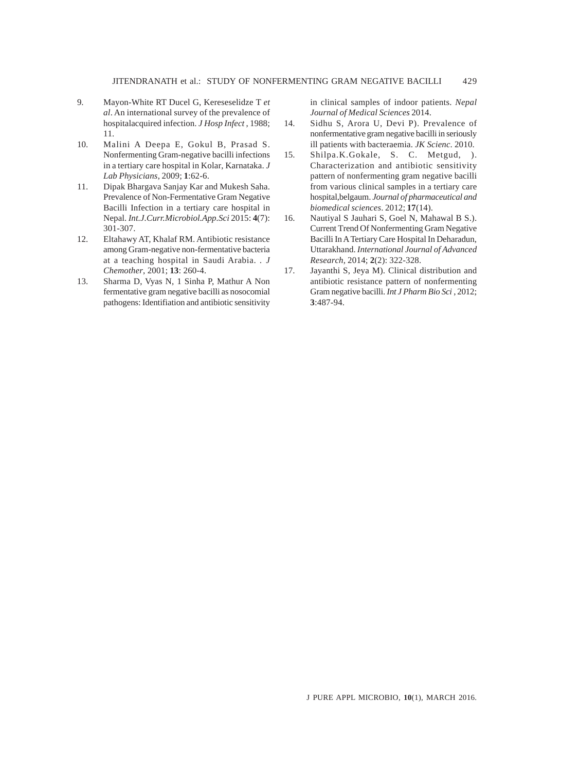9. Mayon-White RT Ducel G, Kereseselidze T *et al*. An international survey of the prevalence of hospitalacquired infection. *J Hosp Infect* , 1988; 11.
10. Malini A Deepa E, Gokul B, Prasad S. Nonfermenting Gram-negative bacilli infections in a tertiary care hospital in Kolar, Karnataka. *J Lab Physicians*, 2009; **1**:62-6.
11. Dipak Bhargava Sanjay Kar and Mukesh Saha. Prevalence of Non-Fermentative Gram Negative Bacilli Infection in a tertiary care hospital in Nepal. *Int.J.Curr.Microbiol.App.Sci* 2015: **4**(7): 301-307.
12. Eltahawy AT, Khalaf RM. Antibiotic resistance among Gram-negative non-fermentative bacteria at a teaching hospital in Saudi Arabia. . *J Chemother*, 2001; **13**: 260-4.
13. Sharma D, Vyas N, 1 Sinha P, Mathur A Non fermentative gram negative bacilli as nosocomial pathogens: Identifiation and antibiotic sensitivity in clinical samples of indoor patients. *Nepal Journal of Medical Sciences* 2014.
14. Sidhu S, Arora U, Devi P). Prevalence of nonfermentative gram negative bacilli in seriously ill patients with bacteraemia. *JK Scienc*. 2010.
15. Shilpa.K.Gokale, S. C. Metgud, ). Characterization and antibiotic sensitivity pattern of nonfermenting gram negative bacilli from various clinical samples in a tertiary care hospital,belgaum. *Journal of pharmaceutical and biomedical sciences*. 2012; **17**(14).
16. Nautiyal S Jauhari S, Goel N, Mahawal B S.). Current Trend Of Nonfermenting Gram Negative Bacilli In A Tertiary Care Hospital In Deharadun, Uttarakhand. *International Journal of Advanced Research*, 2014; **2**(2): 322-328.
17. Jayanthi S, Jeya M). Clinical distribution and antibiotic resistance pattern of nonfermenting Gram negative bacilli. *Int J Pharm Bio Sci* , 2012; **3**:487-94.